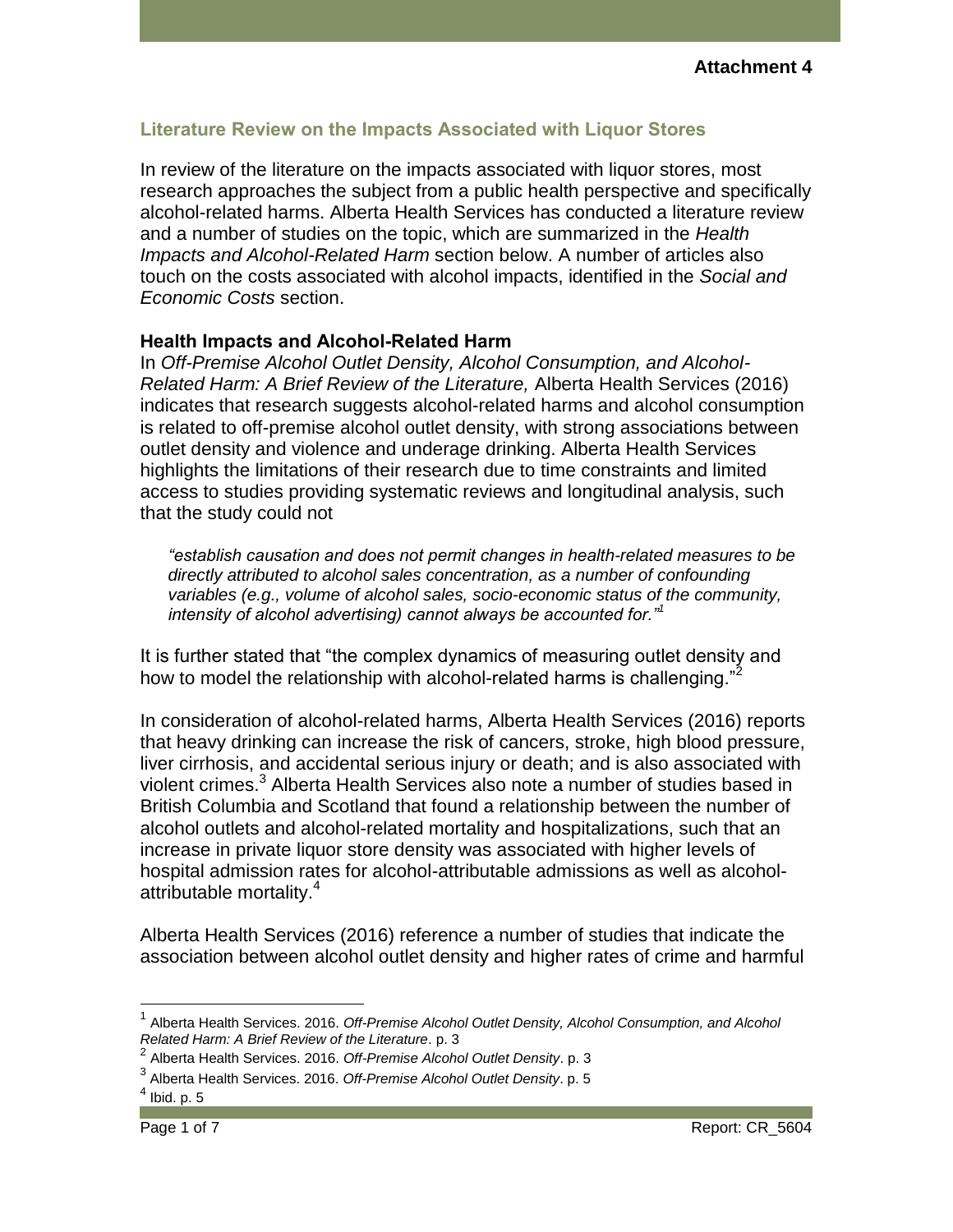**Attachment 4**

## Literature Review on the Impacts Associated with Liquor Stores

In review of the literature on the impacts associated with liquor stores, most research approaches the subject from a public health perspective and specifically alcohol-related harms. Alberta Health Services has conducted a literature review and a number of studies on the topic, which are summarized in the *Health Impacts and Alcohol-Related Harm* section below. A number of articles also touch on the costs associated with alcohol impacts, identified in the *Social and Economic Costs* section.

### Health Impacts and Alcohol-Related Harm

In *Off-Premise Alcohol Outlet Density, Alcohol Consumption, and Alcohol-Related Harm: A Brief Review of the Literature,* Alberta Health Services (2016) indicates that research suggests alcohol-related harms and alcohol consumption is related to off-premise alcohol outlet density, with strong associations between outlet density and violence and underage drinking. Alberta Health Services highlights the limitations of their research due to time constraints and limited access to studies providing systematic reviews and longitudinal analysis, such that the study could not

> *"establish causation and does not permit changes in health-related measures to be directly attributed to alcohol sales concentration, as a number of confounding variables (e.g., volume of alcohol sales, socio-economic status of the community, intensity of alcohol advertising) cannot always be accounted for."*[1]

It is further stated that "the complex dynamics of measuring outlet density and how to model the relationship with alcohol-related harms is challenging."[2]

In consideration of alcohol-related harms, Alberta Health Services (2016) reports that heavy drinking can increase the risk of cancers, stroke, high blood pressure, liver cirrhosis, and accidental serious injury or death; and is also associated with violent crimes.[3] Alberta Health Services also note a number of studies based in British Columbia and Scotland that found a relationship between the number of alcohol outlets and alcohol-related mortality and hospitalizations, such that an increase in private liquor store density was associated with higher levels of hospital admission rates for alcohol-attributable admissions as well as alcohol-attributable mortality.[4]

Alberta Health Services (2016) reference a number of studies that indicate the association between alcohol outlet density and higher rates of crime and harmful

---

[1] Alberta Health Services. 2016. *Off-Premise Alcohol Outlet Density, Alcohol Consumption, and Alcohol Related Harm: A Brief Review of the Literature*. p. 3

[2] Alberta Health Services. 2016. *Off-Premise Alcohol Outlet Density*. p. 3

[3] Alberta Health Services. 2016. *Off-Premise Alcohol Outlet Density*. p. 5

[4] Ibid. p. 5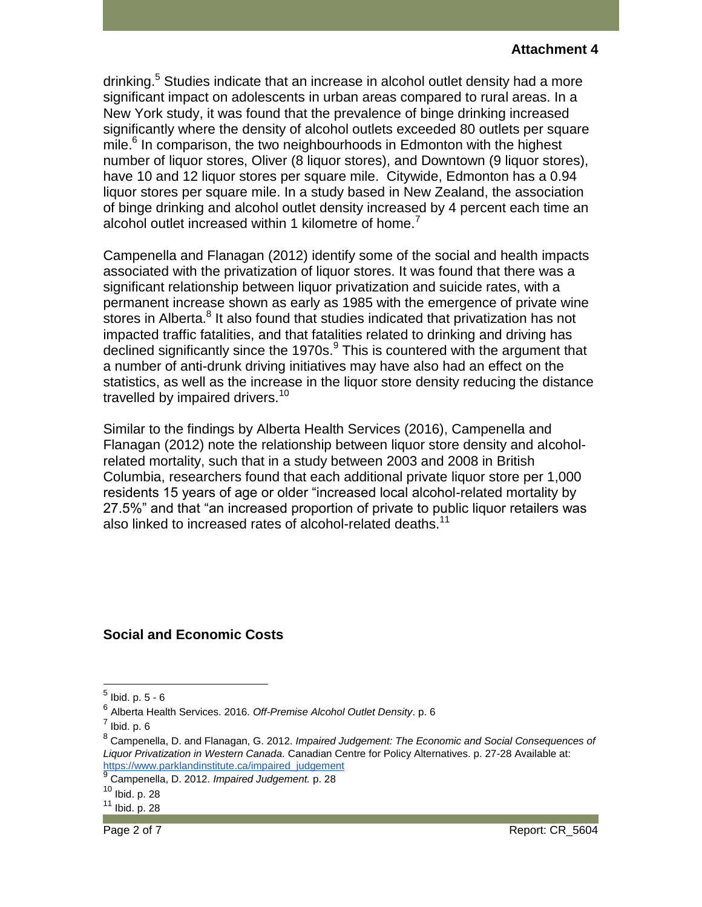drinking.[5] Studies indicate that an increase in alcohol outlet density had a more significant impact on adolescents in urban areas compared to rural areas. In a New York study, it was found that the prevalence of binge drinking increased significantly where the density of alcohol outlets exceeded 80 outlets per square mile.[6] In comparison, the two neighbourhoods in Edmonton with the highest number of liquor stores, Oliver (8 liquor stores), and Downtown (9 liquor stores), have 10 and 12 liquor stores per square mile. Citywide, Edmonton has a 0.94 liquor stores per square mile. In a study based in New Zealand, the association of binge drinking and alcohol outlet density increased by 4 percent each time an alcohol outlet increased within 1 kilometre of home.[7]

Campenella and Flanagan (2012) identify some of the social and health impacts associated with the privatization of liquor stores. It was found that there was a significant relationship between liquor privatization and suicide rates, with a permanent increase shown as early as 1985 with the emergence of private wine stores in Alberta.[8] It also found that studies indicated that privatization has not impacted traffic fatalities, and that fatalities related to drinking and driving has declined significantly since the 1970s.[9] This is countered with the argument that a number of anti-drunk driving initiatives may have also had an effect on the statistics, as well as the increase in the liquor store density reducing the distance travelled by impaired drivers.[10]

Similar to the findings by Alberta Health Services (2016), Campenella and Flanagan (2012) note the relationship between liquor store density and alcohol-related mortality, such that in a study between 2003 and 2008 in British Columbia, researchers found that each additional private liquor store per 1,000 residents 15 years of age or older "increased local alcohol-related mortality by 27.5%" and that "an increased proportion of private to public liquor retailers was also linked to increased rates of alcohol-related deaths.[11]

**Social and Economic Costs**

---

[5] Ibid. p. 5 - 6

[6] Alberta Health Services. 2016. *Off-Premise Alcohol Outlet Density*. p. 6

[7] Ibid. p. 6

[8] Campenella, D. and Flanagan, G. 2012. *Impaired Judgement: The Economic and Social Consequences of Liquor Privatization in Western Canada*. Canadian Centre for Policy Alternatives. p. 27-28 Available at: https://www.parklandinstitute.ca/impaired_judgement

[9] Campenella, D. 2012. *Impaired Judgement.* p. 28

[10] Ibid. p. 28

[11] Ibid. p. 28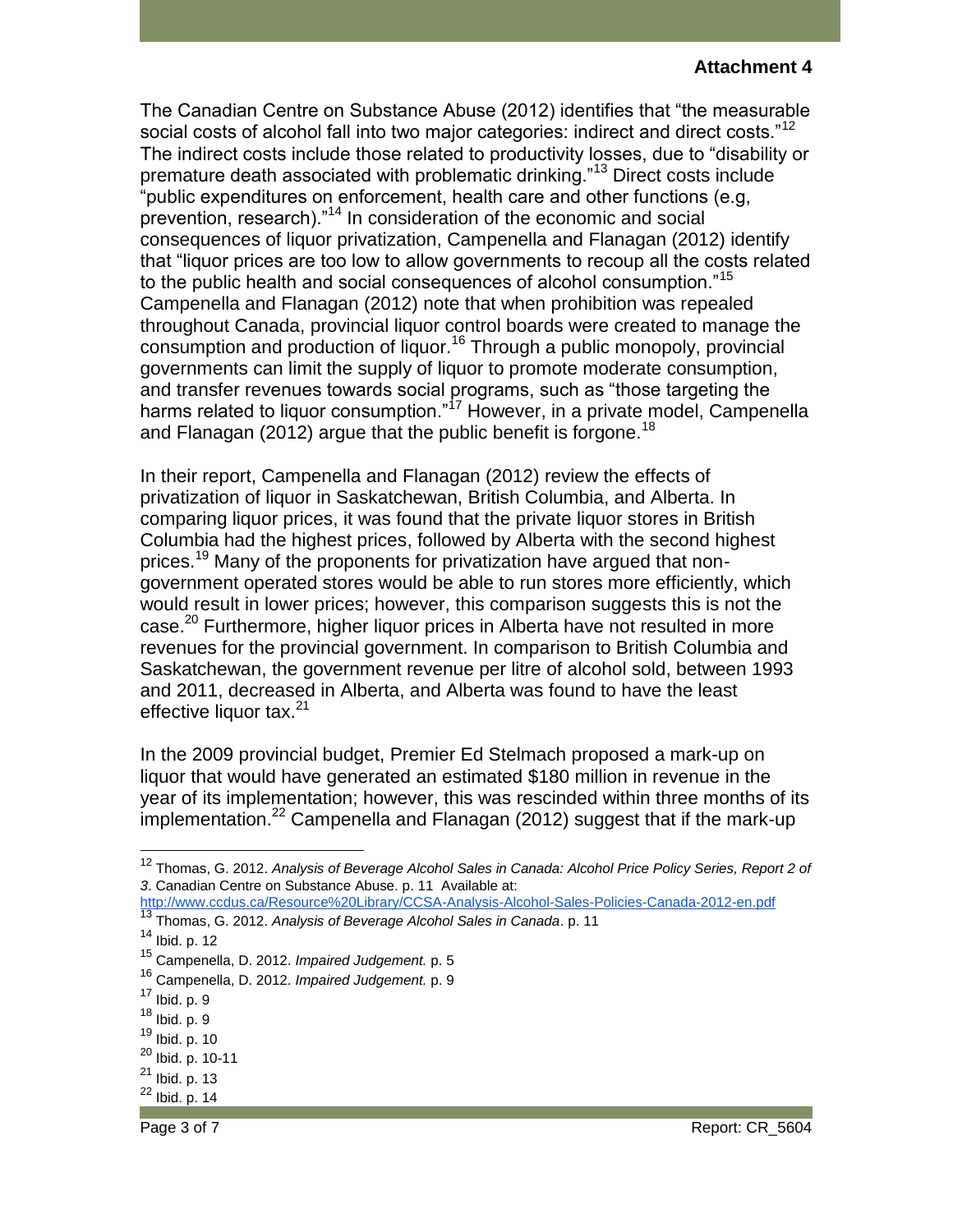The Canadian Centre on Substance Abuse (2012) identifies that "the measurable social costs of alcohol fall into two major categories: indirect and direct costs."[12] The indirect costs include those related to productivity losses, due to "disability or premature death associated with problematic drinking."[13] Direct costs include "public expenditures on enforcement, health care and other functions (e.g, prevention, research)."[14] In consideration of the economic and social consequences of liquor privatization, Campenella and Flanagan (2012) identify that "liquor prices are too low to allow governments to recoup all the costs related to the public health and social consequences of alcohol consumption."[15] Campenella and Flanagan (2012) note that when prohibition was repealed throughout Canada, provincial liquor control boards were created to manage the consumption and production of liquor.[16] Through a public monopoly, provincial governments can limit the supply of liquor to promote moderate consumption, and transfer revenues towards social programs, such as "those targeting the harms related to liquor consumption."[17] However, in a private model, Campenella and Flanagan (2012) argue that the public benefit is forgone.[18]

In their report, Campenella and Flanagan (2012) review the effects of privatization of liquor in Saskatchewan, British Columbia, and Alberta. In comparing liquor prices, it was found that the private liquor stores in British Columbia had the highest prices, followed by Alberta with the second highest prices.[19] Many of the proponents for privatization have argued that non-government operated stores would be able to run stores more efficiently, which would result in lower prices; however, this comparison suggests this is not the case.[20] Furthermore, higher liquor prices in Alberta have not resulted in more revenues for the provincial government. In comparison to British Columbia and Saskatchewan, the government revenue per litre of alcohol sold, between 1993 and 2011, decreased in Alberta, and Alberta was found to have the least effective liquor tax.[21]

In the 2009 provincial budget, Premier Ed Stelmach proposed a mark-up on liquor that would have generated an estimated $180 million in revenue in the year of its implementation; however, this was rescinded within three months of its implementation.[22] Campenella and Flanagan (2012) suggest that if the mark-up

---

[12] Thomas, G. 2012. *Analysis of Beverage Alcohol Sales in Canada: Alcohol Price Policy Series, Report 2 of 3*. Canadian Centre on Substance Abuse. p. 11 Available at: http://www.ccdus.ca/Resource%20Library/CCSA-Analysis-Alcohol-Sales-Policies-Canada-2012-en.pdf

[13] Thomas, G. 2012. *Analysis of Beverage Alcohol Sales in Canada*. p. 11

[14] Ibid. p. 12

[15] Campenella, D. 2012. *Impaired Judgement.* p. 5

[16] Campenella, D. 2012. *Impaired Judgement.* p. 9

[17] Ibid. p. 9

[18] Ibid. p. 9

[19] Ibid. p. 10

[20] Ibid. p. 10-11

[21] Ibid. p. 13

[22] Ibid. p. 14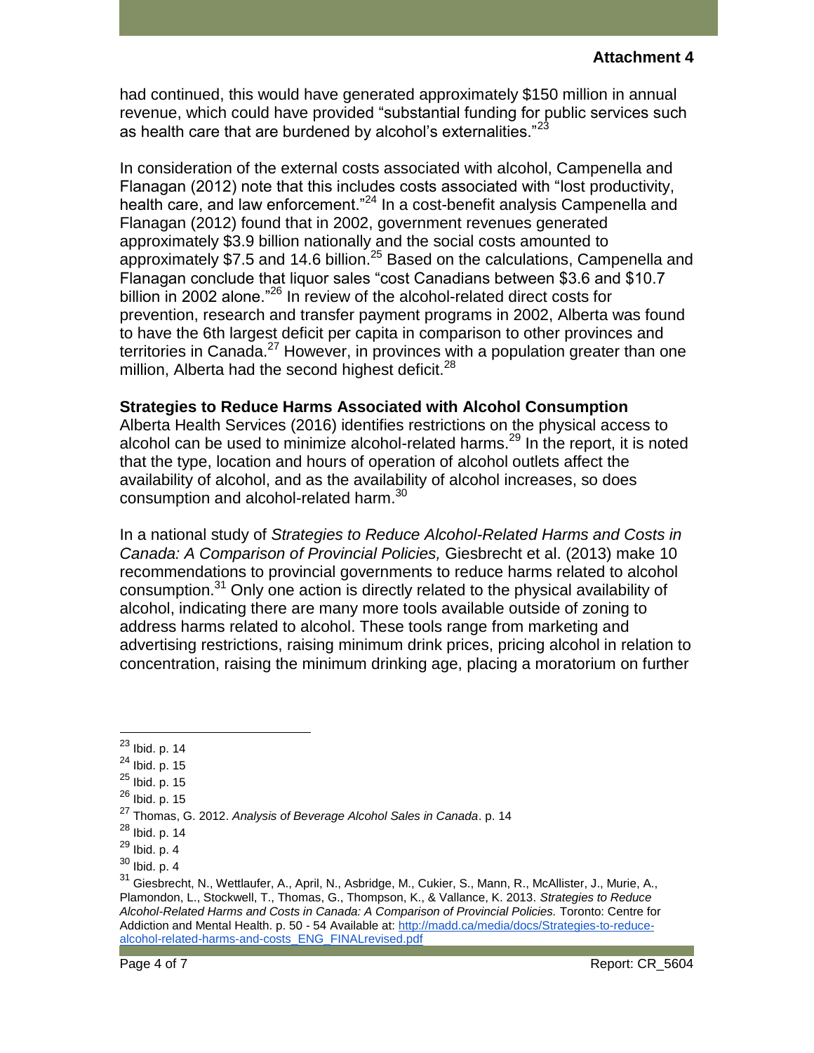had continued, this would have generated approximately $150 million in annual revenue, which could have provided "substantial funding for public services such as health care that are burdened by alcohol's externalities."[23]

In consideration of the external costs associated with alcohol, Campenella and Flanagan (2012) note that this includes costs associated with "lost productivity, health care, and law enforcement."[24] In a cost-benefit analysis Campenella and Flanagan (2012) found that in 2002, government revenues generated approximately $3.9 billion nationally and the social costs amounted to approximately $7.5 and 14.6 billion.[25] Based on the calculations, Campenella and Flanagan conclude that liquor sales "cost Canadians between $3.6 and $10.7 billion in 2002 alone."[26] In review of the alcohol-related direct costs for prevention, research and transfer payment programs in 2002, Alberta was found to have the 6th largest deficit per capita in comparison to other provinces and territories in Canada.[27] However, in provinces with a population greater than one million, Alberta had the second highest deficit.[28]

**Strategies to Reduce Harms Associated with Alcohol Consumption**

Alberta Health Services (2016) identifies restrictions on the physical access to alcohol can be used to minimize alcohol-related harms.[29] In the report, it is noted that the type, location and hours of operation of alcohol outlets affect the availability of alcohol, and as the availability of alcohol increases, so does consumption and alcohol-related harm.[30]

In a national study of *Strategies to Reduce Alcohol-Related Harms and Costs in Canada: A Comparison of Provincial Policies,* Giesbrecht et al. (2013) make 10 recommendations to provincial governments to reduce harms related to alcohol consumption.[31] Only one action is directly related to the physical availability of alcohol, indicating there are many more tools available outside of zoning to address harms related to alcohol. These tools range from marketing and advertising restrictions, raising minimum drink prices, pricing alcohol in relation to concentration, raising the minimum drinking age, placing a moratorium on further

---

[23] Ibid. p. 14

[24] Ibid. p. 15

[25] Ibid. p. 15

[26] Ibid. p. 15

[27] Thomas, G. 2012. *Analysis of Beverage Alcohol Sales in Canada*. p. 14

[28] Ibid. p. 14

[29] Ibid. p. 4

[30] Ibid. p. 4

[31] Giesbrecht, N., Wettlaufer, A., April, N., Asbridge, M., Cukier, S., Mann, R., McAllister, J., Murie, A., Plamondon, L., Stockwell, T., Thomas, G., Thompson, K., & Vallance, K. 2013. *Strategies to Reduce Alcohol-Related Harms and Costs in Canada: A Comparison of Provincial Policies.* Toronto: Centre for Addiction and Mental Health. p. 50 - 54 Available at: http://madd.ca/media/docs/Strategies-to-reduce-alcohol-related-harms-and-costs_ENG_FINALrevised.pdf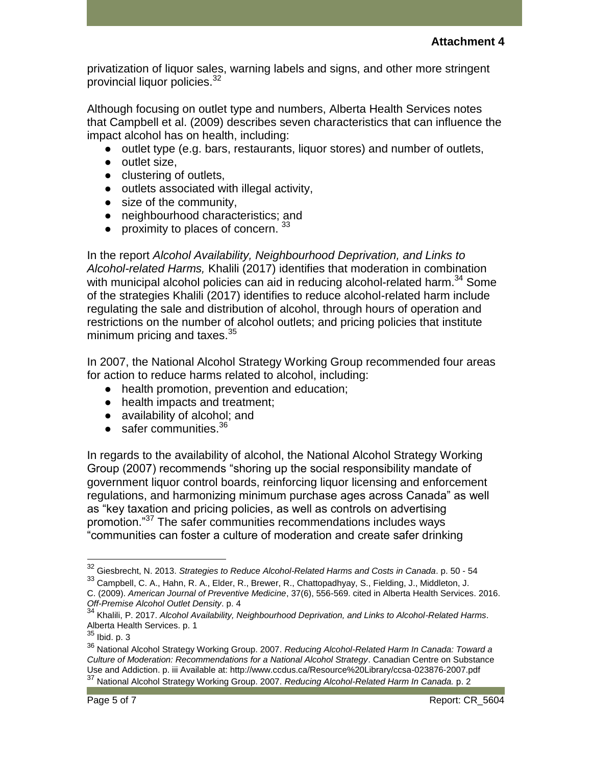privatization of liquor sales, warning labels and signs, and other more stringent provincial liquor policies.[32]

Although focusing on outlet type and numbers, Alberta Health Services notes that Campbell et al. (2009) describes seven characteristics that can influence the impact alcohol has on health, including:

- outlet type (e.g. bars, restaurants, liquor stores) and number of outlets,
- outlet size,
- clustering of outlets,
- outlets associated with illegal activity,
- size of the community,
- neighbourhood characteristics; and
- proximity to places of concern. [33]

In the report *Alcohol Availability, Neighbourhood Deprivation, and Links to Alcohol-related Harms,* Khalili (2017) identifies that moderation in combination with municipal alcohol policies can aid in reducing alcohol-related harm.[34] Some of the strategies Khalili (2017) identifies to reduce alcohol-related harm include regulating the sale and distribution of alcohol, through hours of operation and restrictions on the number of alcohol outlets; and pricing policies that institute minimum pricing and taxes.[35]

In 2007, the National Alcohol Strategy Working Group recommended four areas for action to reduce harms related to alcohol, including:

- health promotion, prevention and education;
- health impacts and treatment;
- availability of alcohol; and
- safer communities.[36]

In regards to the availability of alcohol, the National Alcohol Strategy Working Group (2007) recommends "shoring up the social responsibility mandate of government liquor control boards, reinforcing liquor licensing and enforcement regulations, and harmonizing minimum purchase ages across Canada" as well as "key taxation and pricing policies, as well as controls on advertising promotion."[37] The safer communities recommendations includes ways "communities can foster a culture of moderation and create safer drinking

---

[32] Giesbrecht, N. 2013. *Strategies to Reduce Alcohol-Related Harms and Costs in Canada*. p. 50 - 54

[33] Campbell, C. A., Hahn, R. A., Elder, R., Brewer, R., Chattopadhyay, S., Fielding, J., Middleton, J. C. (2009). *American Journal of Preventive Medicine*, 37(6), 556-569. cited in Alberta Health Services. 2016. *Off-Premise Alcohol Outlet Density*. p. 4

[34] Khalili, P. 2017. *Alcohol Availability, Neighbourhood Deprivation, and Links to Alcohol-Related Harms*. Alberta Health Services. p. 1

[35] Ibid. p. 3

[36] National Alcohol Strategy Working Group. 2007. *Reducing Alcohol-Related Harm In Canada: Toward a Culture of Moderation: Recommendations for a National Alcohol Strategy*. Canadian Centre on Substance Use and Addiction. p. iii Available at: http://www.ccdus.ca/Resource%20Library/ccsa-023876-2007.pdf

[37] National Alcohol Strategy Working Group. 2007. *Reducing Alcohol-Related Harm In Canada.* p. 2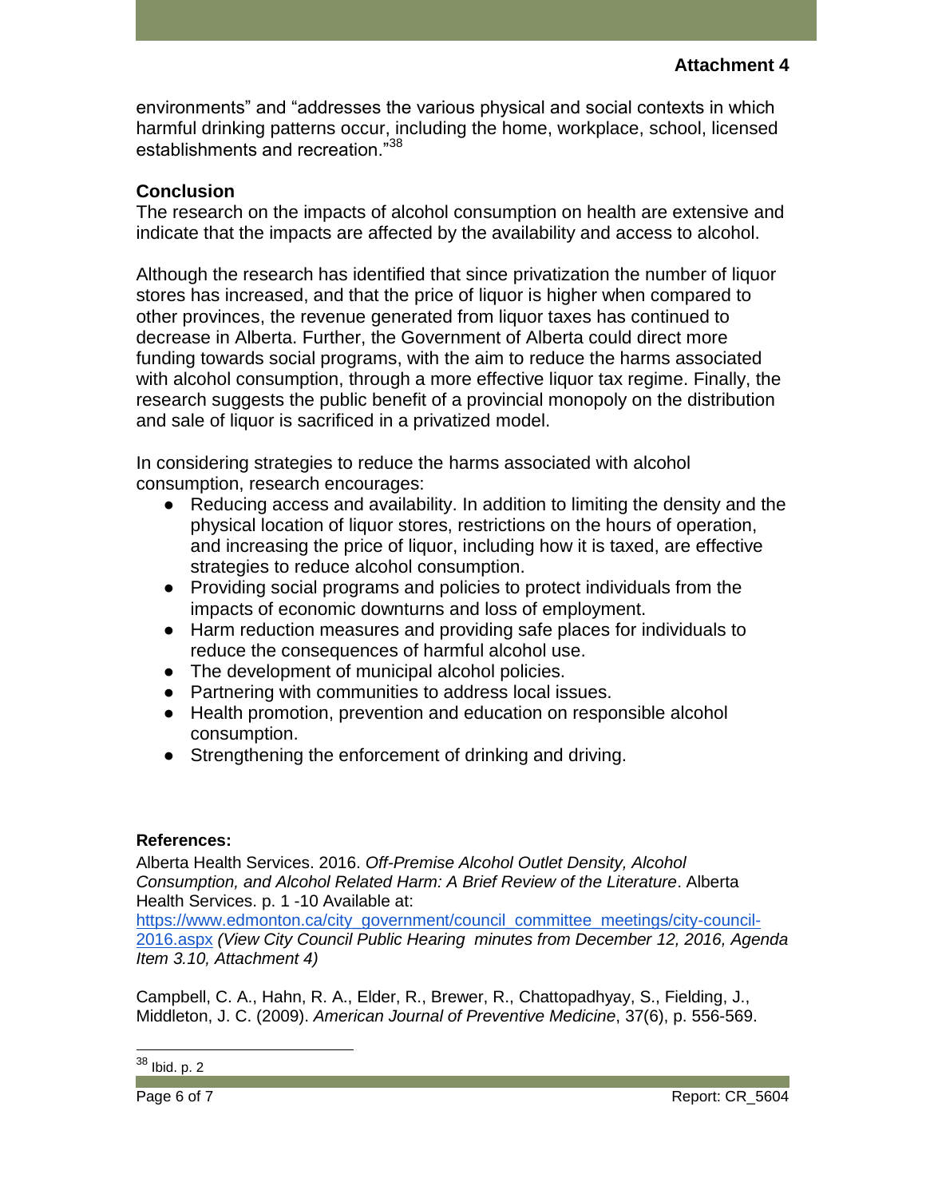environments" and "addresses the various physical and social contexts in which harmful drinking patterns occur, including the home, workplace, school, licensed establishments and recreation."[38]

**Conclusion**

The research on the impacts of alcohol consumption on health are extensive and indicate that the impacts are affected by the availability and access to alcohol.

Although the research has identified that since privatization the number of liquor stores has increased, and that the price of liquor is higher when compared to other provinces, the revenue generated from liquor taxes has continued to decrease in Alberta. Further, the Government of Alberta could direct more funding towards social programs, with the aim to reduce the harms associated with alcohol consumption, through a more effective liquor tax regime. Finally, the research suggests the public benefit of a provincial monopoly on the distribution and sale of liquor is sacrificed in a privatized model.

In considering strategies to reduce the harms associated with alcohol consumption, research encourages:

- Reducing access and availability. In addition to limiting the density and the physical location of liquor stores, restrictions on the hours of operation, and increasing the price of liquor, including how it is taxed, are effective strategies to reduce alcohol consumption.
- Providing social programs and policies to protect individuals from the impacts of economic downturns and loss of employment.
- Harm reduction measures and providing safe places for individuals to reduce the consequences of harmful alcohol use.
- The development of municipal alcohol policies.
- Partnering with communities to address local issues.
- Health promotion, prevention and education on responsible alcohol consumption.
- Strengthening the enforcement of drinking and driving.

**References:**

Alberta Health Services. 2016. *Off-Premise Alcohol Outlet Density, Alcohol Consumption, and Alcohol Related Harm: A Brief Review of the Literature*. Alberta Health Services. p. 1 -10 Available at: https://www.edmonton.ca/city_government/council_committee_meetings/city-council-2016.aspx *(View City Council Public Hearing minutes from December 12, 2016, Agenda Item 3.10, Attachment 4)*

Campbell, C. A., Hahn, R. A., Elder, R., Brewer, R., Chattopadhyay, S., Fielding, J., Middleton, J. C. (2009). *American Journal of Preventive Medicine*, 37(6), p. 556-569.

[38] Ibid. p. 2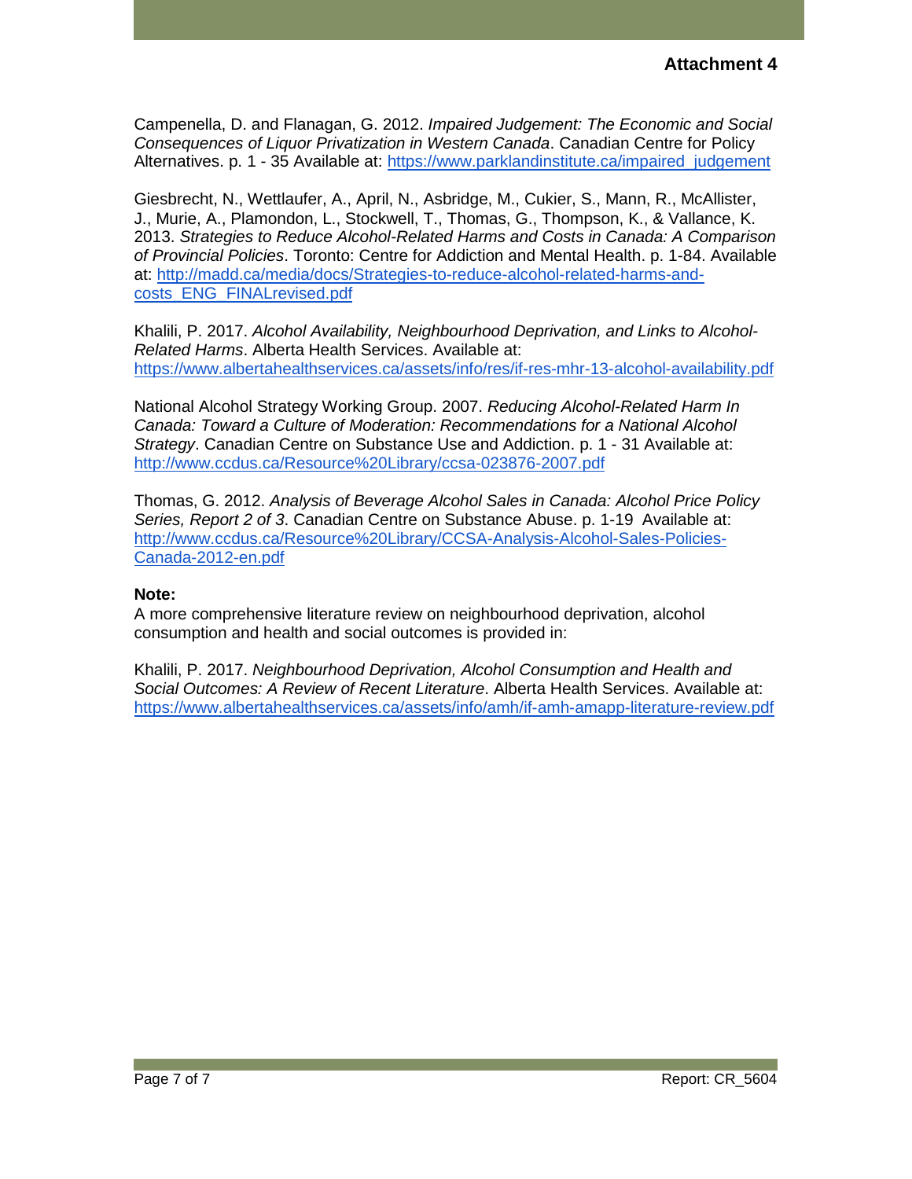**Attachment 4**

Campenella, D. and Flanagan, G. 2012. *Impaired Judgement: The Economic and Social Consequences of Liquor Privatization in Western Canada*. Canadian Centre for Policy Alternatives. p. 1 - 35 Available at: https://www.parklandinstitute.ca/impaired_judgement

Giesbrecht, N., Wettlaufer, A., April, N., Asbridge, M., Cukier, S., Mann, R., McAllister, J., Murie, A., Plamondon, L., Stockwell, T., Thomas, G., Thompson, K., & Vallance, K. 2013. *Strategies to Reduce Alcohol-Related Harms and Costs in Canada: A Comparison of Provincial Policies*. Toronto: Centre for Addiction and Mental Health. p. 1-84. Available at: http://madd.ca/media/docs/Strategies-to-reduce-alcohol-related-harms-and-costs_ENG_FINALrevised.pdf

Khalili, P. 2017. *Alcohol Availability, Neighbourhood Deprivation, and Links to Alcohol-Related Harms*. Alberta Health Services. Available at: https://www.albertahealthservices.ca/assets/info/res/if-res-mhr-13-alcohol-availability.pdf

National Alcohol Strategy Working Group. 2007. *Reducing Alcohol-Related Harm In Canada: Toward a Culture of Moderation: Recommendations for a National Alcohol Strategy*. Canadian Centre on Substance Use and Addiction. p. 1 - 31 Available at: http://www.ccdus.ca/Resource%20Library/ccsa-023876-2007.pdf

Thomas, G. 2012. *Analysis of Beverage Alcohol Sales in Canada: Alcohol Price Policy Series, Report 2 of 3*. Canadian Centre on Substance Abuse. p. 1-19 Available at: http://www.ccdus.ca/Resource%20Library/CCSA-Analysis-Alcohol-Sales-Policies-Canada-2012-en.pdf

**Note:**
A more comprehensive literature review on neighbourhood deprivation, alcohol consumption and health and social outcomes is provided in:

Khalili, P. 2017. *Neighbourhood Deprivation, Alcohol Consumption and Health and Social Outcomes: A Review of Recent Literature*. Alberta Health Services. Available at: https://www.albertahealthservices.ca/assets/info/amh/if-amh-amapp-literature-review.pdf

Report: CR_5604